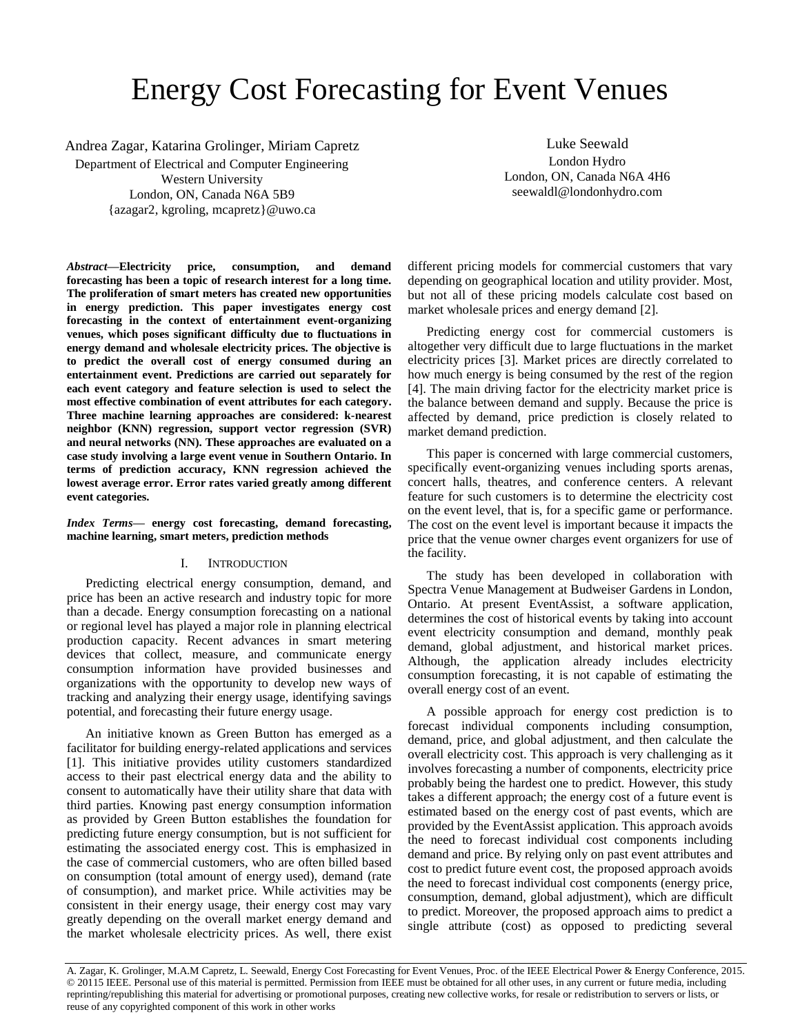# Energy Cost Forecasting for Event Venues

Andrea Zagar, Katarina Grolinger, Miriam Capretz
Department of Electrical and Computer Engineering
Western University
London, ON, Canada N6A 5B9
{azagar2, kgroling, mcapretz}@uwo.ca

Luke Seewald
London Hydro
London, ON, Canada N6A 4H6
seewaldl@londonhydro.com

***Abstract*—Electricity price, consumption, and demand forecasting has been a topic of research interest for a long time. The proliferation of smart meters has created new opportunities in energy prediction. This paper investigates energy cost forecasting in the context of entertainment event-organizing venues, which poses significant difficulty due to fluctuations in energy demand and wholesale electricity prices. The objective is to predict the overall cost of energy consumed during an entertainment event. Predictions are carried out separately for each event category and feature selection is used to select the most effective combination of event attributes for each category. Three machine learning approaches are considered: k-nearest neighbor (KNN) regression, support vector regression (SVR) and neural networks (NN). These approaches are evaluated on a case study involving a large event venue in Southern Ontario. In terms of prediction accuracy, KNN regression achieved the lowest average error. Error rates varied greatly among different event categories.**

***Index Terms*— energy cost forecasting, demand forecasting, machine learning, smart meters, prediction methods**

## I. Introduction

Predicting electrical energy consumption, demand, and price has been an active research and industry topic for more than a decade. Energy consumption forecasting on a national or regional level has played a major role in planning electrical production capacity. Recent advances in smart metering devices that collect, measure, and communicate energy consumption information have provided businesses and organizations with the opportunity to develop new ways of tracking and analyzing their energy usage, identifying savings potential, and forecasting their future energy usage.

An initiative known as Green Button has emerged as a facilitator for building energy-related applications and services [1]. This initiative provides utility customers standardized access to their past electrical energy data and the ability to consent to automatically have their utility share that data with third parties. Knowing past energy consumption information as provided by Green Button establishes the foundation for predicting future energy consumption, but is not sufficient for estimating the associated energy cost. This is emphasized in the case of commercial customers, who are often billed based on consumption (total amount of energy used), demand (rate of consumption), and market price. While activities may be consistent in their energy usage, their energy cost may vary greatly depending on the overall market energy demand and the market wholesale electricity prices. As well, there exist different pricing models for commercial customers that vary depending on geographical location and utility provider. Most, but not all of these pricing models calculate cost based on market wholesale prices and energy demand [2].

Predicting energy cost for commercial customers is altogether very difficult due to large fluctuations in the market electricity prices [3]. Market prices are directly correlated to how much energy is being consumed by the rest of the region [4]. The main driving factor for the electricity market price is the balance between demand and supply. Because the price is affected by demand, price prediction is closely related to market demand prediction.

This paper is concerned with large commercial customers, specifically event-organizing venues including sports arenas, concert halls, theatres, and conference centers. A relevant feature for such customers is to determine the electricity cost on the event level, that is, for a specific game or performance. The cost on the event level is important because it impacts the price that the venue owner charges event organizers for use of the facility.

The study has been developed in collaboration with Spectra Venue Management at Budweiser Gardens in London, Ontario. At present EventAssist, a software application, determines the cost of historical events by taking into account event electricity consumption and demand, monthly peak demand, global adjustment, and historical market prices. Although, the application already includes electricity consumption forecasting, it is not capable of estimating the overall energy cost of an event.

A possible approach for energy cost prediction is to forecast individual components including consumption, demand, price, and global adjustment, and then calculate the overall electricity cost. This approach is very challenging as it involves forecasting a number of components, electricity price probably being the hardest one to predict. However, this study takes a different approach; the energy cost of a future event is estimated based on the energy cost of past events, which are provided by the EventAssist application. This approach avoids the need to forecast individual cost components including demand and price. By relying only on past event attributes and cost to predict future event cost, the proposed approach avoids the need to forecast individual cost components (energy price, consumption, demand, global adjustment), which are difficult to predict. Moreover, the proposed approach aims to predict a single attribute (cost) as opposed to predicting several

A. Zagar, K. Grolinger, M.A.M Capretz, L. Seewald, Energy Cost Forecasting for Event Venues, Proc. of the IEEE Electrical Power & Energy Conference, 2015.
© 20115 IEEE. Personal use of this material is permitted. Permission from IEEE must be obtained for all other uses, in any current or future media, including reprinting/republishing this material for advertising or promotional purposes, creating new collective works, for resale or redistribution to servers or lists, or reuse of any copyrighted component of this work in other works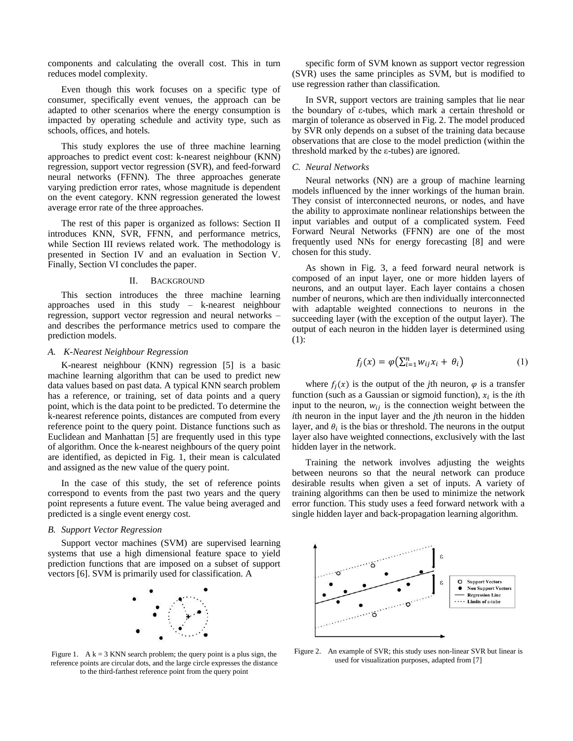components and calculating the overall cost. This in turn reduces model complexity.

Even though this work focuses on a specific type of consumer, specifically event venues, the approach can be adapted to other scenarios where the energy consumption is impacted by operating schedule and activity type, such as schools, offices, and hotels.

This study explores the use of three machine learning approaches to predict event cost: k-nearest neighbour (KNN) regression, support vector regression (SVR), and feed-forward neural networks (FFNN). The three approaches generate varying prediction error rates, whose magnitude is dependent on the event category. KNN regression generated the lowest average error rate of the three approaches.

The rest of this paper is organized as follows: Section II introduces KNN, SVR, FFNN, and performance metrics, while Section III reviews related work. The methodology is presented in Section IV and an evaluation in Section V. Finally, Section VI concludes the paper.

## II. Background

This section introduces the three machine learning approaches used in this study – k-nearest neighbour regression, support vector regression and neural networks – and describes the performance metrics used to compare the prediction models.

### A. K-Nearest Neighbour Regression

K-nearest neighbour (KNN) regression [5] is a basic machine learning algorithm that can be used to predict new data values based on past data. A typical KNN search problem has a reference, or training, set of data points and a query point, which is the data point to be predicted. To determine the k-nearest reference points, distances are computed from every reference point to the query point. Distance functions such as Euclidean and Manhattan [5] are frequently used in this type of algorithm. Once the k-nearest neighbours of the query point are identified, as depicted in Fig. 1, their mean is calculated and assigned as the new value of the query point.

In the case of this study, the set of reference points correspond to events from the past two years and the query point represents a future event. The value being averaged and predicted is a single event energy cost.

### B. Support Vector Regression

Support vector machines (SVM) are supervised learning systems that use a high dimensional feature space to yield prediction functions that are imposed on a subset of support vectors [6]. SVM is primarily used for classification. A specific form of SVM known as support vector regression (SVR) uses the same principles as SVM, but is modified to use regression rather than classification.

Figure 1. A k = 3 KNN search problem; the query point is a plus sign, the reference points are circular dots, and the large circle expresses the distance to the third-farthest reference point from the query point

In SVR, support vectors are training samples that lie near the boundary of ε-tubes, which mark a certain threshold or margin of tolerance as observed in Fig. 2. The model produced by SVR only depends on a subset of the training data because observations that are close to the model prediction (within the threshold marked by the ε-tubes) are ignored.

### C. Neural Networks

Neural networks (NN) are a group of machine learning models influenced by the inner workings of the human brain. They consist of interconnected neurons, or nodes, and have the ability to approximate nonlinear relationships between the input variables and output of a complicated system. Feed Forward Neural Networks (FFNN) are one of the most frequently used NNs for energy forecasting [8] and were chosen for this study.

As shown in Fig. 3, a feed forward neural network is composed of an input layer, one or more hidden layers of neurons, and an output layer. Each layer contains a chosen number of neurons, which are then individually interconnected with adaptable weighted connections to neurons in the succeeding layer (with the exception of the output layer). The output of each neuron in the hidden layer is determined using (1):

$$f_j(x) = \varphi\left(\sum_{i=1}^{n} w_{ij} x_i + \theta_i\right) \quad (1)$$

where $f_j(x)$ is the output of the *j*th neuron, $\varphi$ is a transfer function (such as a Gaussian or sigmoid function), $x_i$ is the *i*th input to the neuron, $w_{ij}$ is the connection weight between the *i*th neuron in the input layer and the *j*th neuron in the hidden layer, and $\theta_i$ is the bias or threshold. The neurons in the output layer also have weighted connections, exclusively with the last hidden layer in the network.

Training the network involves adjusting the weights between neurons so that the neural network can produce desirable results when given a set of inputs. A variety of training algorithms can then be used to minimize the network error function. This study uses a feed forward network with a single hidden layer and back-propagation learning algorithm.

Figure 2. An example of SVR; this study uses non-linear SVR but linear is used for visualization purposes, adapted from [7]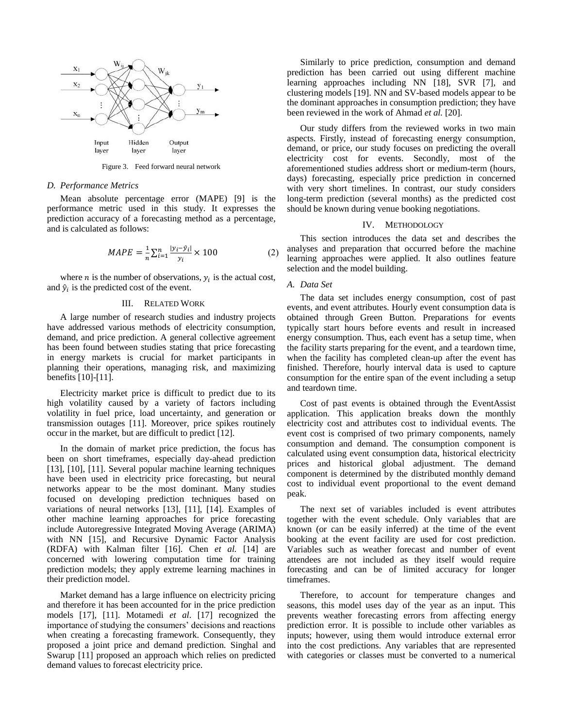Figure 3. Feed forward neural network

### D. Performance Metrics

Mean absolute percentage error (MAPE) [9] is the performance metric used in this study. It expresses the prediction accuracy of a forecasting method as a percentage, and is calculated as follows:

$$MAPE = \frac{1}{n}\sum_{i=1}^{n}\frac{|y_i - \hat{y}_i|}{y_i} \times 100 \qquad (2)$$

where $n$ is the number of observations, $y_i$ is the actual cost, and $\hat{y}_i$ is the predicted cost of the event.

## III. Related Work

A large number of research studies and industry projects have addressed various methods of electricity consumption, demand, and price prediction. A general collective agreement has been found between studies stating that price forecasting in energy markets is crucial for market participants in planning their operations, managing risk, and maximizing benefits [10]-[11].

Electricity market price is difficult to predict due to its high volatility caused by a variety of factors including volatility in fuel price, load uncertainty, and generation or transmission outages [11]. Moreover, price spikes routinely occur in the market, but are difficult to predict [12].

In the domain of market price prediction, the focus has been on short timeframes, especially day-ahead prediction [13], [10], [11]. Several popular machine learning techniques have been used in electricity price forecasting, but neural networks appear to be the most dominant. Many studies focused on developing prediction techniques based on variations of neural networks [13], [11], [14]. Examples of other machine learning approaches for price forecasting include Autoregressive Integrated Moving Average (ARIMA) with NN [15], and Recursive Dynamic Factor Analysis (RDFA) with Kalman filter [16]. Chen *et al.* [14] are concerned with lowering computation time for training prediction models; they apply extreme learning machines in their prediction model.

Market demand has a large influence on electricity pricing and therefore it has been accounted for in the price prediction models [17], [11]. Motamedi *et al*. [17] recognized the importance of studying the consumers' decisions and reactions when creating a forecasting framework. Consequently, they proposed a joint price and demand prediction. Singhal and Swarup [11] proposed an approach which relies on predicted demand values to forecast electricity price.

Similarly to price prediction, consumption and demand prediction has been carried out using different machine learning approaches including NN [18], SVR [7], and clustering models [19]. NN and SV-based models appear to be the dominant approaches in consumption prediction; they have been reviewed in the work of Ahmad *et al.* [20].

Our study differs from the reviewed works in two main aspects. Firstly, instead of forecasting energy consumption, demand, or price, our study focuses on predicting the overall electricity cost for events. Secondly, most of the aforementioned studies address short or medium-term (hours, days) forecasting, especially price prediction in concerned with very short timelines. In contrast, our study considers long-term prediction (several months) as the predicted cost should be known during venue booking negotiations.

## IV. Methodology

This section introduces the data set and describes the analyses and preparation that occurred before the machine learning approaches were applied. It also outlines feature selection and the model building.

### A. Data Set

The data set includes energy consumption, cost of past events, and event attributes. Hourly event consumption data is obtained through Green Button. Preparations for events typically start hours before events and result in increased energy consumption. Thus, each event has a setup time, when the facility starts preparing for the event, and a teardown time, when the facility has completed clean-up after the event has finished. Therefore, hourly interval data is used to capture consumption for the entire span of the event including a setup and teardown time.

Cost of past events is obtained through the EventAssist application. This application breaks down the monthly electricity cost and attributes cost to individual events. The event cost is comprised of two primary components, namely consumption and demand. The consumption component is calculated using event consumption data, historical electricity prices and historical global adjustment. The demand component is determined by the distributed monthly demand cost to individual event proportional to the event demand peak.

The next set of variables included is event attributes together with the event schedule. Only variables that are known (or can be easily inferred) at the time of the event booking at the event facility are used for cost prediction. Variables such as weather forecast and number of event attendees are not included as they itself would require forecasting and can be of limited accuracy for longer timeframes.

Therefore, to account for temperature changes and seasons, this model uses day of the year as an input. This prevents weather forecasting errors from affecting energy prediction error. It is possible to include other variables as inputs; however, using them would introduce external error into the cost predictions. Any variables that are represented with categories or classes must be converted to a numerical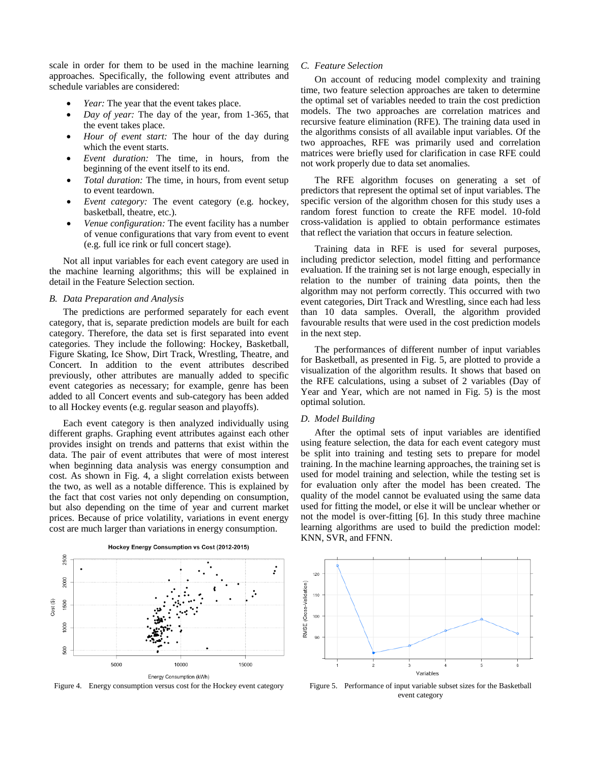scale in order for them to be used in the machine learning approaches. Specifically, the following event attributes and schedule variables are considered:

- *Year:* The year that the event takes place.
- *Day of year:* The day of the year, from 1-365, that the event takes place.
- *Hour of event start:* The hour of the day during which the event starts.
- *Event duration:* The time, in hours, from the beginning of the event itself to its end.
- *Total duration:* The time, in hours, from event setup to event teardown.
- *Event category:* The event category (e.g. hockey, basketball, theatre, etc.).
- *Venue configuration:* The event facility has a number of venue configurations that vary from event to event (e.g. full ice rink or full concert stage).

Not all input variables for each event category are used in the machine learning algorithms; this will be explained in detail in the Feature Selection section.

### B. Data Preparation and Analysis

The predictions are performed separately for each event category, that is, separate prediction models are built for each category. Therefore, the data set is first separated into event categories. They include the following: Hockey, Basketball, Figure Skating, Ice Show, Dirt Track, Wrestling, Theatre, and Concert. In addition to the event attributes described previously, other attributes are manually added to specific event categories as necessary; for example, genre has been added to all Concert events and sub-category has been added to all Hockey events (e.g. regular season and playoffs).

Each event category is then analyzed individually using different graphs. Graphing event attributes against each other provides insight on trends and patterns that exist within the data. The pair of event attributes that were of most interest when beginning data analysis was energy consumption and cost. As shown in Fig. 4, a slight correlation exists between the two, as well as a notable difference. This is explained by the fact that cost varies not only depending on consumption, but also depending on the time of year and current market prices. Because of price volatility, variations in event energy cost are much larger than variations in energy consumption.

Figure 4. Energy consumption versus cost for the Hockey event category

### C. Feature Selection

On account of reducing model complexity and training time, two feature selection approaches are taken to determine the optimal set of variables needed to train the cost prediction models. The two approaches are correlation matrices and recursive feature elimination (RFE). The training data used in the algorithms consists of all available input variables. Of the two approaches, RFE was primarily used and correlation matrices were briefly used for clarification in case RFE could not work properly due to data set anomalies.

The RFE algorithm focuses on generating a set of predictors that represent the optimal set of input variables. The specific version of the algorithm chosen for this study uses a random forest function to create the RFE model. 10-fold cross-validation is applied to obtain performance estimates that reflect the variation that occurs in feature selection.

Training data in RFE is used for several purposes, including predictor selection, model fitting and performance evaluation. If the training set is not large enough, especially in relation to the number of training data points, then the algorithm may not perform correctly. This occurred with two event categories, Dirt Track and Wrestling, since each had less than 10 data samples. Overall, the algorithm provided favourable results that were used in the cost prediction models in the next step.

The performances of different number of input variables for Basketball, as presented in Fig. 5, are plotted to provide a visualization of the algorithm results. It shows that based on the RFE calculations, using a subset of 2 variables (Day of Year and Year, which are not named in Fig. 5) is the most optimal solution.

### D. Model Building

After the optimal sets of input variables are identified using feature selection, the data for each event category must be split into training and testing sets to prepare for model training. In the machine learning approaches, the training set is used for model training and selection, while the testing set is for evaluation only after the model has been created. The quality of the model cannot be evaluated using the same data used for fitting the model, or else it will be unclear whether or not the model is over-fitting [6]. In this study three machine learning algorithms are used to build the prediction model: KNN, SVR, and FFNN.

Figure 5. Performance of input variable subset sizes for the Basketball event category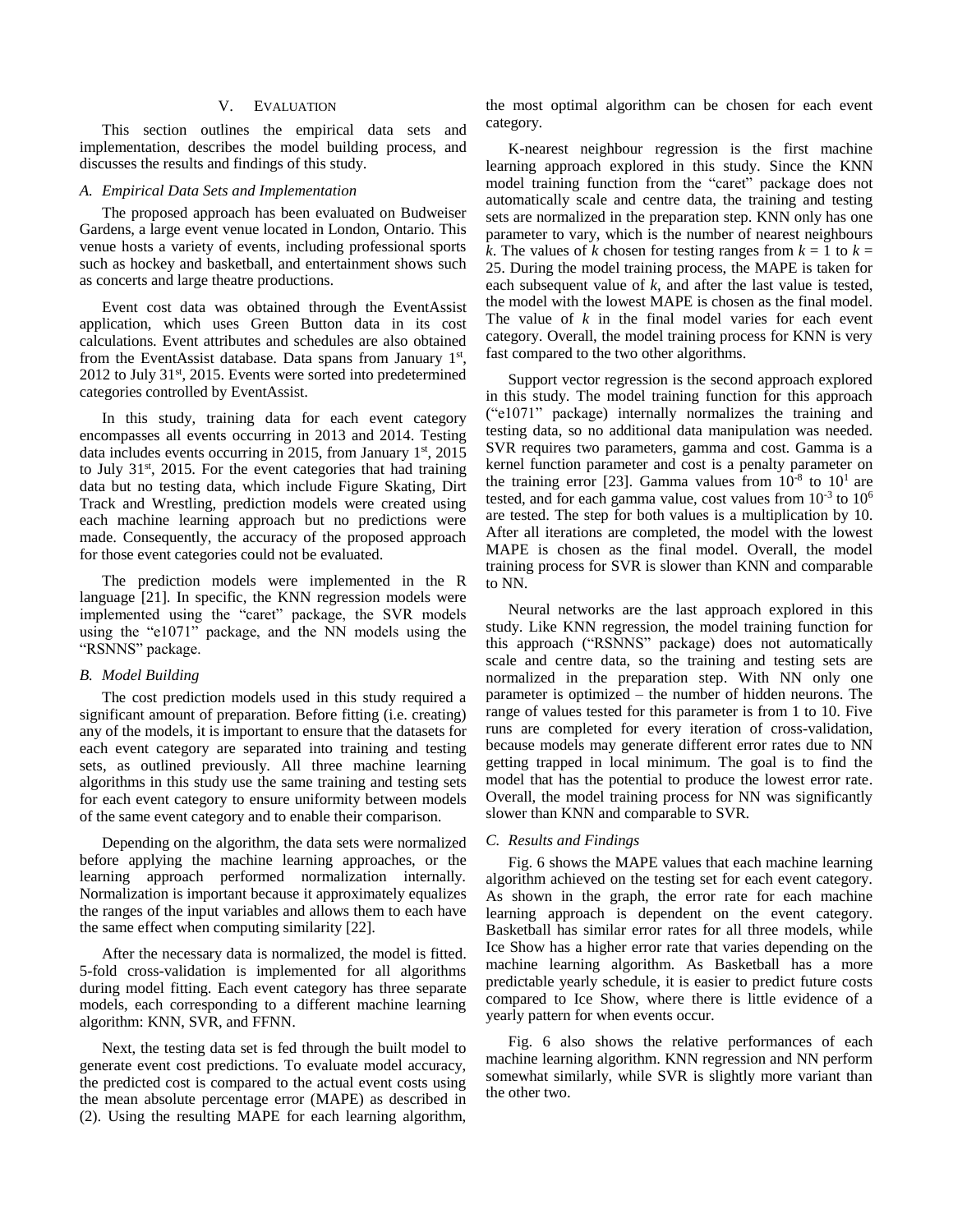## V. Evaluation

This section outlines the empirical data sets and implementation, describes the model building process, and discusses the results and findings of this study.

### *A. Empirical Data Sets and Implementation*

The proposed approach has been evaluated on Budweiser Gardens, a large event venue located in London, Ontario. This venue hosts a variety of events, including professional sports such as hockey and basketball, and entertainment shows such as concerts and large theatre productions.

Event cost data was obtained through the EventAssist application, which uses Green Button data in its cost calculations. Event attributes and schedules are also obtained from the EventAssist database. Data spans from January 1st, 2012 to July 31st, 2015. Events were sorted into predetermined categories controlled by EventAssist.

In this study, training data for each event category encompasses all events occurring in 2013 and 2014. Testing data includes events occurring in 2015, from January 1st, 2015 to July 31st, 2015. For the event categories that had training data but no testing data, which include Figure Skating, Dirt Track and Wrestling, prediction models were created using each machine learning approach but no predictions were made. Consequently, the accuracy of the proposed approach for those event categories could not be evaluated.

The prediction models were implemented in the R language [21]. In specific, the KNN regression models were implemented using the "caret" package, the SVR models using the "e1071" package, and the NN models using the "RSNNS" package.

### *B. Model Building*

The cost prediction models used in this study required a significant amount of preparation. Before fitting (i.e. creating) any of the models, it is important to ensure that the datasets for each event category are separated into training and testing sets, as outlined previously. All three machine learning algorithms in this study use the same training and testing sets for each event category to ensure uniformity between models of the same event category and to enable their comparison.

Depending on the algorithm, the data sets were normalized before applying the machine learning approaches, or the learning approach performed normalization internally. Normalization is important because it approximately equalizes the ranges of the input variables and allows them to each have the same effect when computing similarity [22].

After the necessary data is normalized, the model is fitted. 5-fold cross-validation is implemented for all algorithms during model fitting. Each event category has three separate models, each corresponding to a different machine learning algorithm: KNN, SVR, and FFNN.

Next, the testing data set is fed through the built model to generate event cost predictions. To evaluate model accuracy, the predicted cost is compared to the actual event costs using the mean absolute percentage error (MAPE) as described in (2). Using the resulting MAPE for each learning algorithm, the most optimal algorithm can be chosen for each event category.

K-nearest neighbour regression is the first machine learning approach explored in this study. Since the KNN model training function from the "caret" package does not automatically scale and centre data, the training and testing sets are normalized in the preparation step. KNN only has one parameter to vary, which is the number of nearest neighbours $k$. The values of $k$ chosen for testing ranges from $k = 1$ to $k = 25$. During the model training process, the MAPE is taken for each subsequent value of $k$, and after the last value is tested, the model with the lowest MAPE is chosen as the final model. The value of $k$ in the final model varies for each event category. Overall, the model training process for KNN is very fast compared to the two other algorithms.

Support vector regression is the second approach explored in this study. The model training function for this approach ("e1071" package) internally normalizes the training and testing data, so no additional data manipulation was needed. SVR requires two parameters, gamma and cost. Gamma is a kernel function parameter and cost is a penalty parameter on the training error [23]. Gamma values from $10^{-8}$ to $10^{1}$ are tested, and for each gamma value, cost values from $10^{-3}$ to $10^{6}$ are tested. The step for both values is a multiplication by 10. After all iterations are completed, the model with the lowest MAPE is chosen as the final model. Overall, the model training process for SVR is slower than KNN and comparable to NN.

Neural networks are the last approach explored in this study. Like KNN regression, the model training function for this approach ("RSNNS" package) does not automatically scale and centre data, so the training and testing sets are normalized in the preparation step. With NN only one parameter is optimized – the number of hidden neurons. The range of values tested for this parameter is from 1 to 10. Five runs are completed for every iteration of cross-validation, because models may generate different error rates due to NN getting trapped in local minimum. The goal is to find the model that has the potential to produce the lowest error rate. Overall, the model training process for NN was significantly slower than KNN and comparable to SVR.

### *C. Results and Findings*

Fig. 6 shows the MAPE values that each machine learning algorithm achieved on the testing set for each event category. As shown in the graph, the error rate for each machine learning approach is dependent on the event category. Basketball has similar error rates for all three models, while Ice Show has a higher error rate that varies depending on the machine learning algorithm. As Basketball has a more predictable yearly schedule, it is easier to predict future costs compared to Ice Show, where there is little evidence of a yearly pattern for when events occur.

Fig. 6 also shows the relative performances of each machine learning algorithm. KNN regression and NN perform somewhat similarly, while SVR is slightly more variant than the other two.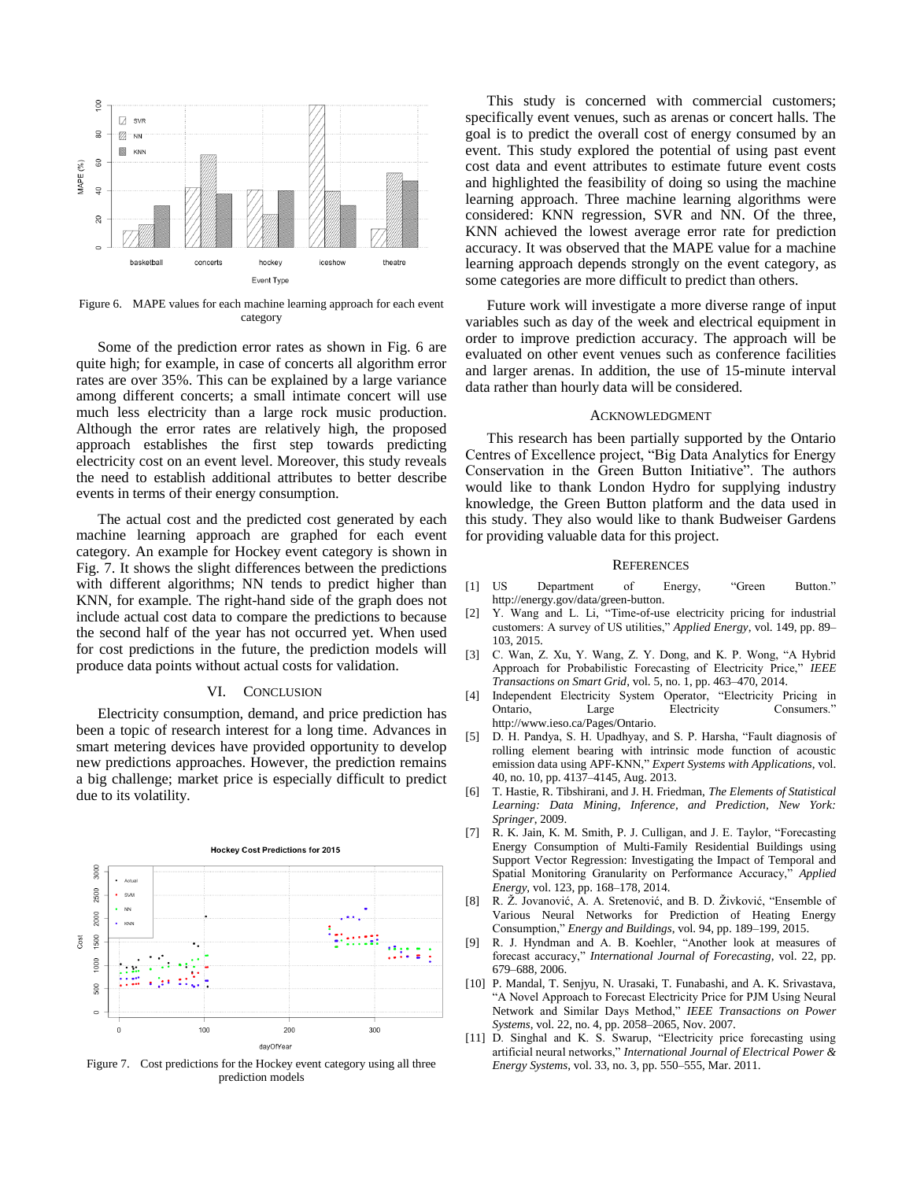Figure 6. MAPE values for each machine learning approach for each event category

Some of the prediction error rates as shown in Fig. 6 are quite high; for example, in case of concerts all algorithm error rates are over 35%. This can be explained by a large variance among different concerts; a small intimate concert will use much less electricity than a large rock music production. Although the error rates are relatively high, the proposed approach establishes the first step towards predicting electricity cost on an event level. Moreover, this study reveals the need to establish additional attributes to better describe events in terms of their energy consumption.

The actual cost and the predicted cost generated by each machine learning approach are graphed for each event category. An example for Hockey event category is shown in Fig. 7. It shows the slight differences between the predictions with different algorithms; NN tends to predict higher than KNN, for example. The right-hand side of the graph does not include actual cost data to compare the predictions to because the second half of the year has not occurred yet. When used for cost predictions in the future, the prediction models will produce data points without actual costs for validation.

## VI. Conclusion

Electricity consumption, demand, and price prediction has been a topic of research interest for a long time. Advances in smart metering devices have provided opportunity to develop new predictions approaches. However, the prediction remains a big challenge; market price is especially difficult to predict due to its volatility.

Figure 7. Cost predictions for the Hockey event category using all three prediction models

This study is concerned with commercial customers; specifically event venues, such as arenas or concert halls. The goal is to predict the overall cost of energy consumed by an event. This study explored the potential of using past event cost data and event attributes to estimate future event costs and highlighted the feasibility of doing so using the machine learning approach. Three machine learning algorithms were considered: KNN regression, SVR and NN. Of the three, KNN achieved the lowest average error rate for prediction accuracy. It was observed that the MAPE value for a machine learning approach depends strongly on the event category, as some categories are more difficult to predict than others.

Future work will investigate a more diverse range of input variables such as day of the week and electrical equipment in order to improve prediction accuracy. The approach will be evaluated on other event venues such as conference facilities and larger arenas. In addition, the use of 15-minute interval data rather than hourly data will be considered.

## Acknowledgment

This research has been partially supported by the Ontario Centres of Excellence project, "Big Data Analytics for Energy Conservation in the Green Button Initiative". The authors would like to thank London Hydro for supplying industry knowledge, the Green Button platform and the data used in this study. They also would like to thank Budweiser Gardens for providing valuable data for this project.

## References

[1] US Department of Energy, "Green Button." http://energy.gov/data/green-button.

[2] Y. Wang and L. Li, "Time-of-use electricity pricing for industrial customers: A survey of US utilities," *Applied Energy*, vol. 149, pp. 89–103, 2015.

[3] C. Wan, Z. Xu, Y. Wang, Z. Y. Dong, and K. P. Wong, "A Hybrid Approach for Probabilistic Forecasting of Electricity Price," *IEEE Transactions on Smart Grid*, vol. 5, no. 1, pp. 463–470, 2014.

[4] Independent Electricity System Operator, "Electricity Pricing in Ontario, Large Electricity Consumers." http://www.ieso.ca/Pages/Ontario.

[5] D. H. Pandya, S. H. Upadhyay, and S. P. Harsha, "Fault diagnosis of rolling element bearing with intrinsic mode function of acoustic emission data using APF-KNN," *Expert Systems with Applications*, vol. 40, no. 10, pp. 4137–4145, Aug. 2013.

[6] T. Hastie, R. Tibshirani, and J. H. Friedman, *The Elements of Statistical Learning: Data Mining, Inference, and Prediction, New York: Springer*, 2009.

[7] R. K. Jain, K. M. Smith, P. J. Culligan, and J. E. Taylor, "Forecasting Energy Consumption of Multi-Family Residential Buildings using Support Vector Regression: Investigating the Impact of Temporal and Spatial Monitoring Granularity on Performance Accuracy," *Applied Energy*, vol. 123, pp. 168–178, 2014.

[8] R. Ž. Jovanović, A. A. Sretenović, and B. D. Živković, "Ensemble of Various Neural Networks for Prediction of Heating Energy Consumption," *Energy and Buildings*, vol. 94, pp. 189–199, 2015.

[9] R. J. Hyndman and A. B. Koehler, "Another look at measures of forecast accuracy," *International Journal of Forecasting*, vol. 22, pp. 679–688, 2006.

[10] P. Mandal, T. Senjyu, N. Urasaki, T. Funabashi, and A. K. Srivastava, "A Novel Approach to Forecast Electricity Price for PJM Using Neural Network and Similar Days Method," *IEEE Transactions on Power Systems*, vol. 22, no. 4, pp. 2058–2065, Nov. 2007.

[11] D. Singhal and K. S. Swarup, "Electricity price forecasting using artificial neural networks," *International Journal of Electrical Power & Energy Systems*, vol. 33, no. 3, pp. 550–555, Mar. 2011.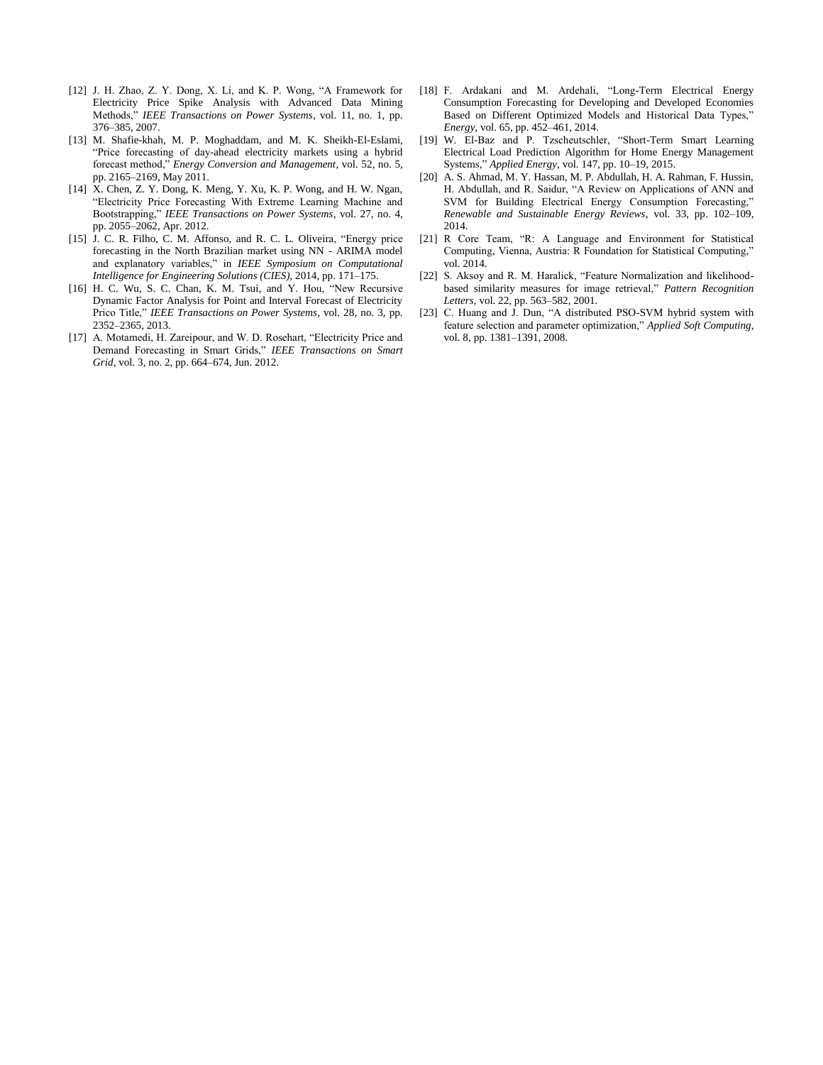[12] J. H. Zhao, Z. Y. Dong, X. Li, and K. P. Wong, "A Framework for Electricity Price Spike Analysis with Advanced Data Mining Methods," *IEEE Transactions on Power Systems*, vol. 11, no. 1, pp. 376–385, 2007.

[13] M. Shafie-khah, M. P. Moghaddam, and M. K. Sheikh-El-Eslami, "Price forecasting of day-ahead electricity markets using a hybrid forecast method," *Energy Conversion and Management*, vol. 52, no. 5, pp. 2165–2169, May 2011.

[14] X. Chen, Z. Y. Dong, K. Meng, Y. Xu, K. P. Wong, and H. W. Ngan, "Electricity Price Forecasting With Extreme Learning Machine and Bootstrapping," *IEEE Transactions on Power Systems*, vol. 27, no. 4, pp. 2055–2062, Apr. 2012.

[15] J. C. R. Filho, C. M. Affonso, and R. C. L. Oliveira, "Energy price forecasting in the North Brazilian market using NN - ARIMA model and explanatory variables," in *IEEE Symposium on Computational Intelligence for Engineering Solutions (CIES)*, 2014, pp. 171–175.

[16] H. C. Wu, S. C. Chan, K. M. Tsui, and Y. Hou, "New Recursive Dynamic Factor Analysis for Point and Interval Forecast of Electricity Prico Title," *IEEE Transactions on Power Systems*, vol. 28, no. 3, pp. 2352–2365, 2013.

[17] A. Motamedi, H. Zareipour, and W. D. Rosehart, "Electricity Price and Demand Forecasting in Smart Grids," *IEEE Transactions on Smart Grid*, vol. 3, no. 2, pp. 664–674, Jun. 2012.

[18] F. Ardakani and M. Ardehali, "Long-Term Electrical Energy Consumption Forecasting for Developing and Developed Economies Based on Different Optimized Models and Historical Data Types," *Energy*, vol. 65, pp. 452–461, 2014.

[19] W. El-Baz and P. Tzscheutschler, "Short-Term Smart Learning Electrical Load Prediction Algorithm for Home Energy Management Systems," *Applied Energy*, vol. 147, pp. 10–19, 2015.

[20] A. S. Ahmad, M. Y. Hassan, M. P. Abdullah, H. A. Rahman, F. Hussin, H. Abdullah, and R. Saidur, "A Review on Applications of ANN and SVM for Building Electrical Energy Consumption Forecasting," *Renewable and Sustainable Energy Reviews*, vol. 33, pp. 102–109, 2014.

[21] R Core Team, "R: A Language and Environment for Statistical Computing, Vienna, Austria: R Foundation for Statistical Computing," vol. 2014.

[22] S. Aksoy and R. M. Haralick, "Feature Normalization and likelihood-based similarity measures for image retrieval," *Pattern Recognition Letters*, vol. 22, pp. 563–582, 2001.

[23] C. Huang and J. Dun, "A distributed PSO-SVM hybrid system with feature selection and parameter optimization," *Applied Soft Computing*, vol. 8, pp. 1381–1391, 2008.